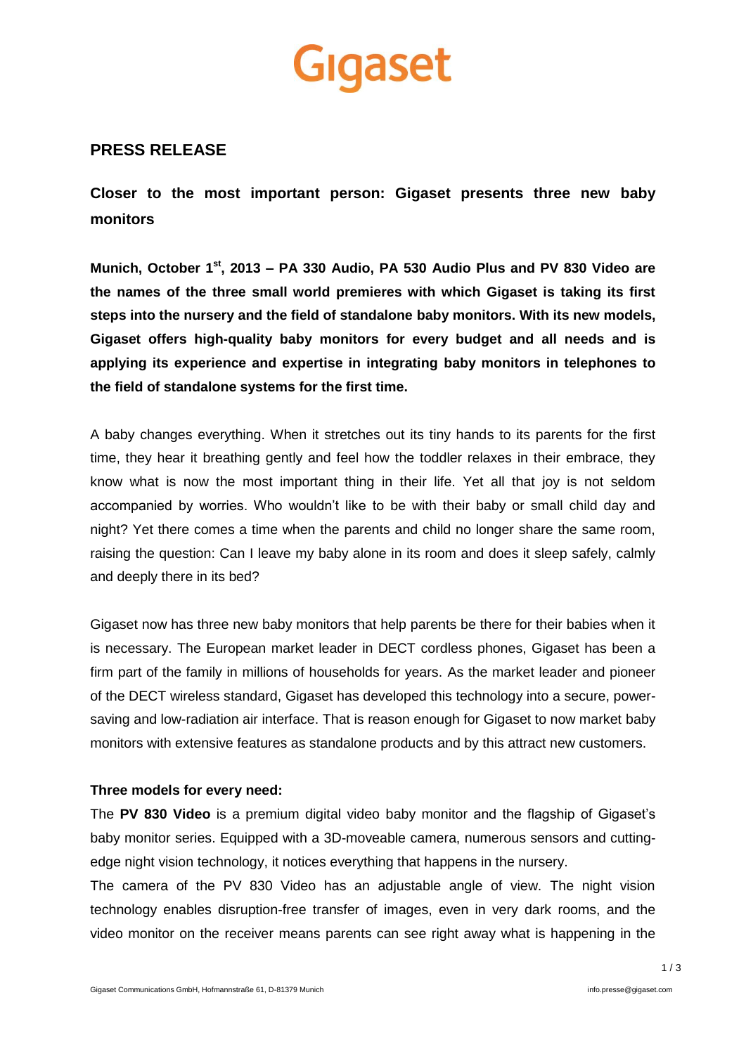Gigaset

## PRESS RELEASE

### Closer to the most important person: Gigaset presents three new baby monitors

**Munich, October 1st, 2013 – PA 330 Audio, PA 530 Audio Plus and PV 830 Video are the names of the three small world premieres with which Gigaset is taking its first steps into the nursery and the field of standalone baby monitors. With its new models, Gigaset offers high-quality baby monitors for every budget and all needs and is applying its experience and expertise in integrating baby monitors in telephones to the field of standalone systems for the first time.**

A baby changes everything. When it stretches out its tiny hands to its parents for the first time, they hear it breathing gently and feel how the toddler relaxes in their embrace, they know what is now the most important thing in their life. Yet all that joy is not seldom accompanied by worries. Who wouldn't like to be with their baby or small child day and night? Yet there comes a time when the parents and child no longer share the same room, raising the question: Can I leave my baby alone in its room and does it sleep safely, calmly and deeply there in its bed?

Gigaset now has three new baby monitors that help parents be there for their babies when it is necessary. The European market leader in DECT cordless phones, Gigaset has been a firm part of the family in millions of households for years. As the market leader and pioneer of the DECT wireless standard, Gigaset has developed this technology into a secure, power-saving and low-radiation air interface. That is reason enough for Gigaset to now market baby monitors with extensive features as standalone products and by this attract new customers.

**Three models for every need:**

The **PV 830 Video** is a premium digital video baby monitor and the flagship of Gigaset's baby monitor series. Equipped with a 3D-moveable camera, numerous sensors and cutting-edge night vision technology, it notices everything that happens in the nursery.

The camera of the PV 830 Video has an adjustable angle of view. The night vision technology enables disruption-free transfer of images, even in very dark rooms, and the video monitor on the receiver means parents can see right away what is happening in the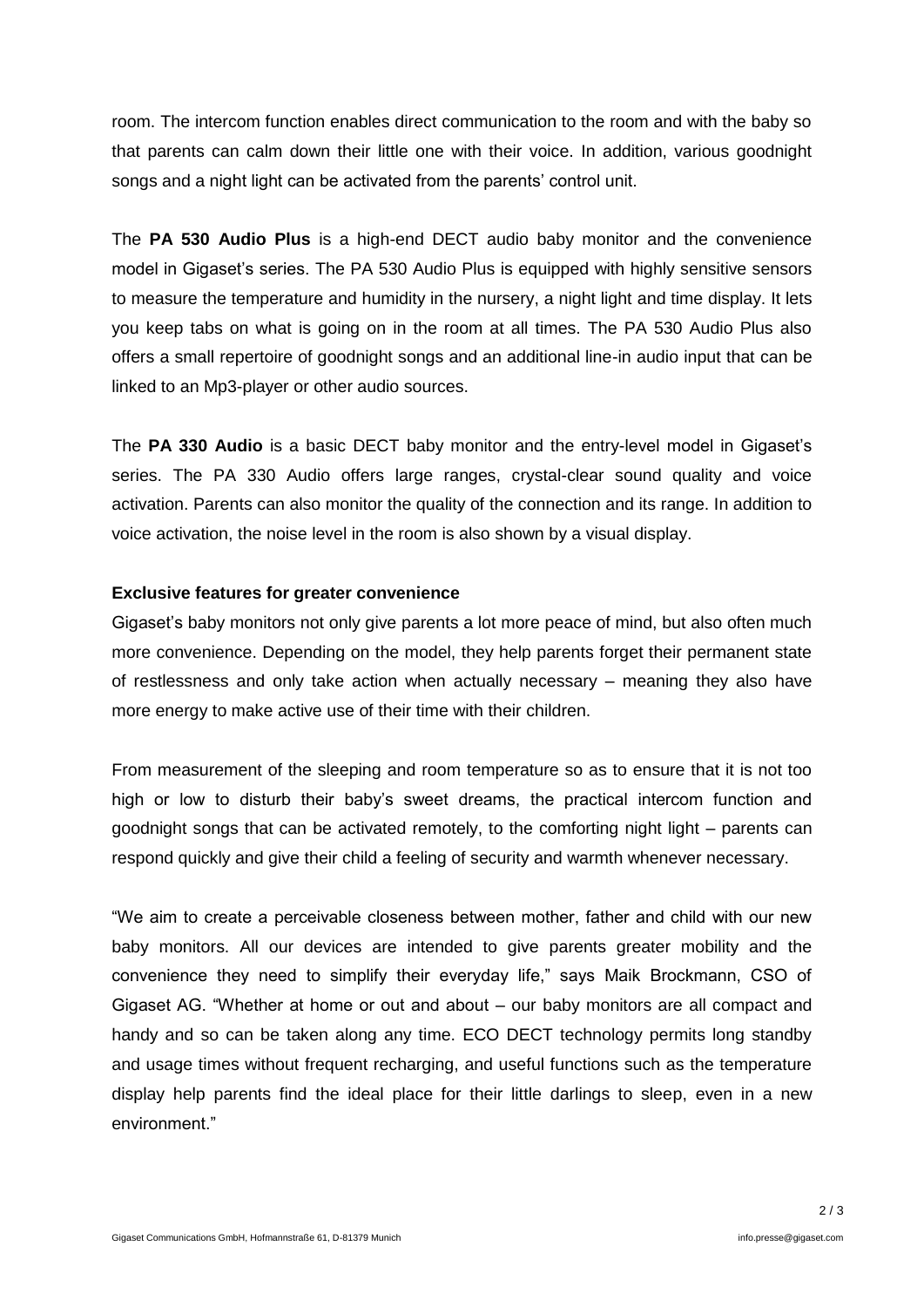room. The intercom function enables direct communication to the room and with the baby so that parents can calm down their little one with their voice. In addition, various goodnight songs and a night light can be activated from the parents' control unit.

The **PA 530 Audio Plus** is a high-end DECT audio baby monitor and the convenience model in Gigaset's series. The PA 530 Audio Plus is equipped with highly sensitive sensors to measure the temperature and humidity in the nursery, a night light and time display. It lets you keep tabs on what is going on in the room at all times. The PA 530 Audio Plus also offers a small repertoire of goodnight songs and an additional line-in audio input that can be linked to an Mp3-player or other audio sources.

The **PA 330 Audio** is a basic DECT baby monitor and the entry-level model in Gigaset's series. The PA 330 Audio offers large ranges, crystal-clear sound quality and voice activation. Parents can also monitor the quality of the connection and its range. In addition to voice activation, the noise level in the room is also shown by a visual display.

**Exclusive features for greater convenience**

Gigaset's baby monitors not only give parents a lot more peace of mind, but also often much more convenience. Depending on the model, they help parents forget their permanent state of restlessness and only take action when actually necessary – meaning they also have more energy to make active use of their time with their children.

From measurement of the sleeping and room temperature so as to ensure that it is not too high or low to disturb their baby's sweet dreams, the practical intercom function and goodnight songs that can be activated remotely, to the comforting night light – parents can respond quickly and give their child a feeling of security and warmth whenever necessary.

"We aim to create a perceivable closeness between mother, father and child with our new baby monitors. All our devices are intended to give parents greater mobility and the convenience they need to simplify their everyday life," says Maik Brockmann, CSO of Gigaset AG. "Whether at home or out and about – our baby monitors are all compact and handy and so can be taken along any time. ECO DECT technology permits long standby and usage times without frequent recharging, and useful functions such as the temperature display help parents find the ideal place for their little darlings to sleep, even in a new environment."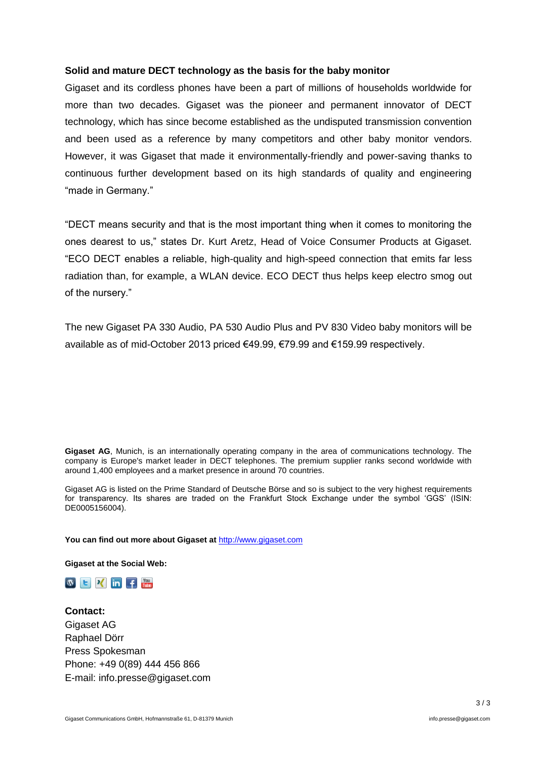### Solid and mature DECT technology as the basis for the baby monitor

Gigaset and its cordless phones have been a part of millions of households worldwide for more than two decades. Gigaset was the pioneer and permanent innovator of DECT technology, which has since become established as the undisputed transmission convention and been used as a reference by many competitors and other baby monitor vendors. However, it was Gigaset that made it environmentally-friendly and power-saving thanks to continuous further development based on its high standards of quality and engineering "made in Germany."

"DECT means security and that is the most important thing when it comes to monitoring the ones dearest to us," states Dr. Kurt Aretz, Head of Voice Consumer Products at Gigaset. "ECO DECT enables a reliable, high-quality and high-speed connection that emits far less radiation than, for example, a WLAN device. ECO DECT thus helps keep electro smog out of the nursery."

The new Gigaset PA 330 Audio, PA 530 Audio Plus and PV 830 Video baby monitors will be available as of mid-October 2013 priced €49.99, €79.99 and €159.99 respectively.

**Gigaset AG**, Munich, is an internationally operating company in the area of communications technology. The company is Europe's market leader in DECT telephones. The premium supplier ranks second worldwide with around 1,400 employees and a market presence in around 70 countries.

Gigaset AG is listed on the Prime Standard of Deutsche Börse and so is subject to the very highest requirements for transparency. Its shares are traded on the Frankfurt Stock Exchange under the symbol 'GGS' (ISIN: DE0005156004).

**You can find out more about Gigaset at** http://www.gigaset.com

**Gigaset at the Social Web:**

**Contact:**
Gigaset AG
Raphael Dörr
Press Spokesman
Phone: +49 0(89) 444 456 866
E-mail: info.presse@gigaset.com

Gigaset Communications GmbH, Hofmannstraße 61, D-81379 Munich info.presse@gigaset.com